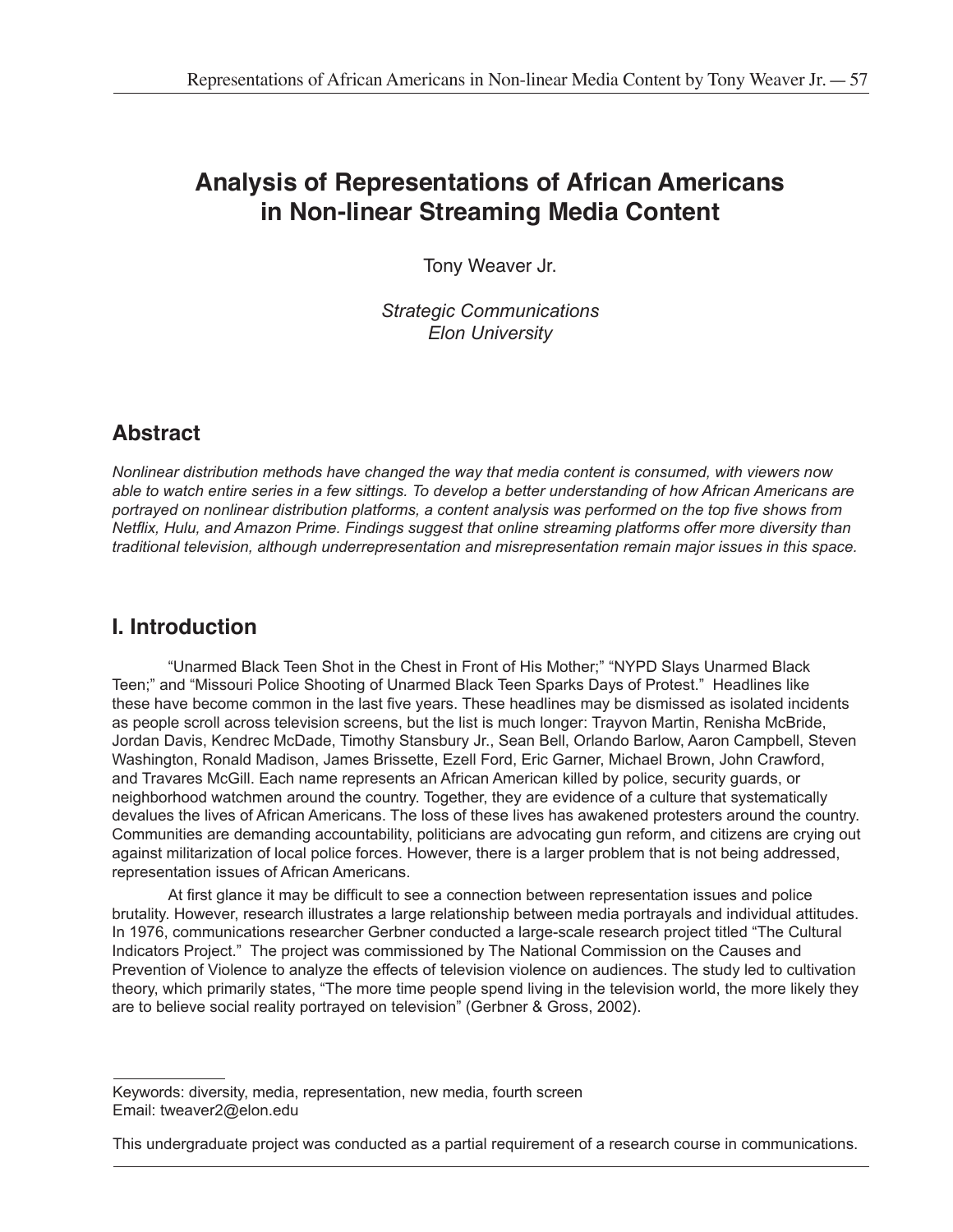# Analysis of Representations of African Americans in Non-linear Streaming Media Content

Tony Weaver Jr.

*Strategic Communications*
*Elon University*

## Abstract

*Nonlinear distribution methods have changed the way that media content is consumed, with viewers now able to watch entire series in a few sittings. To develop a better understanding of how African Americans are portrayed on nonlinear distribution platforms, a content analysis was performed on the top five shows from Netflix, Hulu, and Amazon Prime. Findings suggest that online streaming platforms offer more diversity than traditional television, although underrepresentation and misrepresentation remain major issues in this space.*

## I. Introduction

"Unarmed Black Teen Shot in the Chest in Front of His Mother;" "NYPD Slays Unarmed Black Teen;" and "Missouri Police Shooting of Unarmed Black Teen Sparks Days of Protest." Headlines like these have become common in the last five years. These headlines may be dismissed as isolated incidents as people scroll across television screens, but the list is much longer: Trayvon Martin, Renisha McBride, Jordan Davis, Kendrec McDade, Timothy Stansbury Jr., Sean Bell, Orlando Barlow, Aaron Campbell, Steven Washington, Ronald Madison, James Brissette, Ezell Ford, Eric Garner, Michael Brown, John Crawford, and Travares McGill. Each name represents an African American killed by police, security guards, or neighborhood watchmen around the country. Together, they are evidence of a culture that systematically devalues the lives of African Americans. The loss of these lives has awakened protesters around the country. Communities are demanding accountability, politicians are advocating gun reform, and citizens are crying out against militarization of local police forces. However, there is a larger problem that is not being addressed, representation issues of African Americans.

At first glance it may be difficult to see a connection between representation issues and police brutality. However, research illustrates a large relationship between media portrayals and individual attitudes. In 1976, communications researcher Gerbner conducted a large-scale research project titled "The Cultural Indicators Project." The project was commissioned by The National Commission on the Causes and Prevention of Violence to analyze the effects of television violence on audiences. The study led to cultivation theory, which primarily states, "The more time people spend living in the television world, the more likely they are to believe social reality portrayed on television" (Gerbner & Gross, 2002).

---

Keywords: diversity, media, representation, new media, fourth screen
Email: tweaver2@elon.edu

This undergraduate project was conducted as a partial requirement of a research course in communications.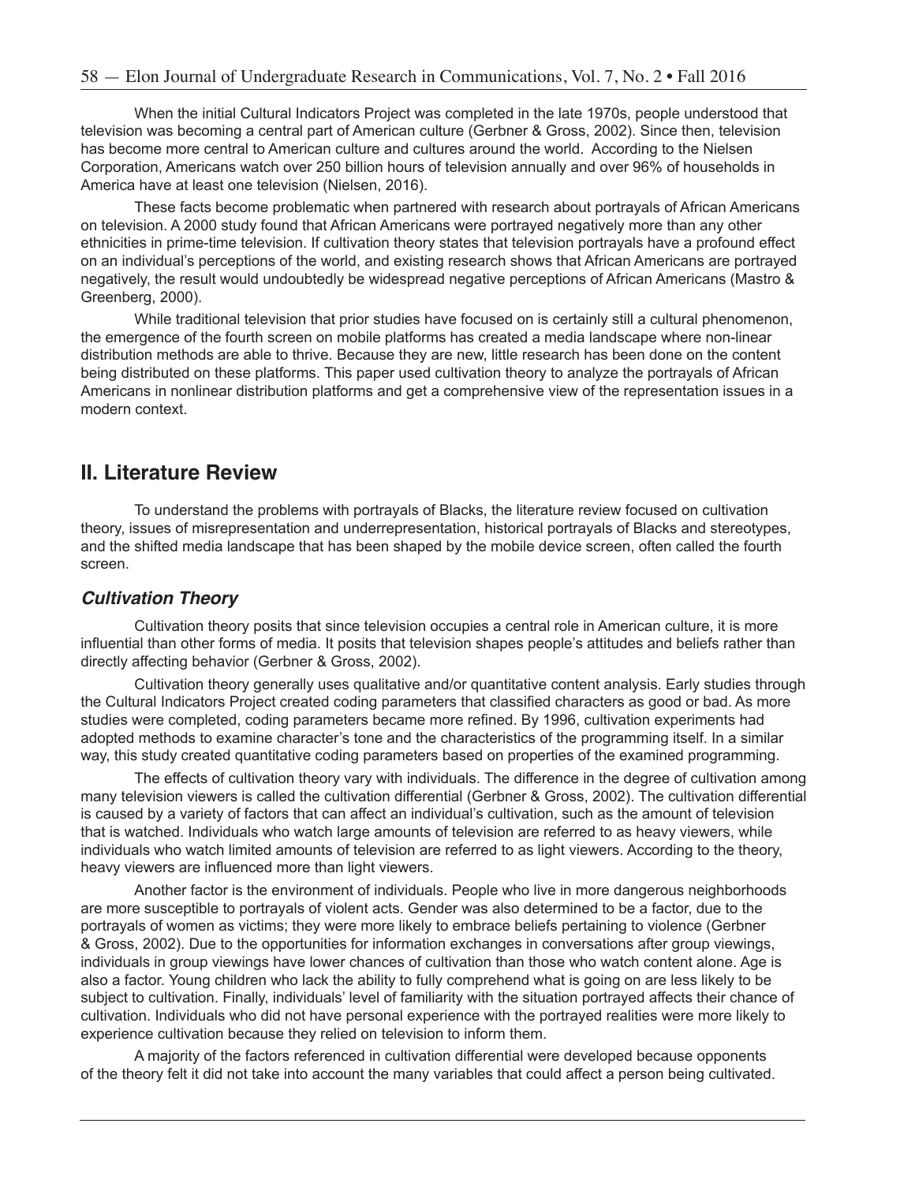When the initial Cultural Indicators Project was completed in the late 1970s, people understood that television was becoming a central part of American culture (Gerbner & Gross, 2002). Since then, television has become more central to American culture and cultures around the world. According to the Nielsen Corporation, Americans watch over 250 billion hours of television annually and over 96% of households in America have at least one television (Nielsen, 2016).

These facts become problematic when partnered with research about portrayals of African Americans on television. A 2000 study found that African Americans were portrayed negatively more than any other ethnicities in prime-time television. If cultivation theory states that television portrayals have a profound effect on an individual's perceptions of the world, and existing research shows that African Americans are portrayed negatively, the result would undoubtedly be widespread negative perceptions of African Americans (Mastro & Greenberg, 2000).

While traditional television that prior studies have focused on is certainly still a cultural phenomenon, the emergence of the fourth screen on mobile platforms has created a media landscape where non-linear distribution methods are able to thrive. Because they are new, little research has been done on the content being distributed on these platforms. This paper used cultivation theory to analyze the portrayals of African Americans in nonlinear distribution platforms and get a comprehensive view of the representation issues in a modern context.

## II. Literature Review

To understand the problems with portrayals of Blacks, the literature review focused on cultivation theory, issues of misrepresentation and underrepresentation, historical portrayals of Blacks and stereotypes, and the shifted media landscape that has been shaped by the mobile device screen, often called the fourth screen.

### *Cultivation Theory*

Cultivation theory posits that since television occupies a central role in American culture, it is more influential than other forms of media. It posits that television shapes people's attitudes and beliefs rather than directly affecting behavior (Gerbner & Gross, 2002).

Cultivation theory generally uses qualitative and/or quantitative content analysis. Early studies through the Cultural Indicators Project created coding parameters that classified characters as good or bad. As more studies were completed, coding parameters became more refined. By 1996, cultivation experiments had adopted methods to examine character's tone and the characteristics of the programming itself. In a similar way, this study created quantitative coding parameters based on properties of the examined programming.

The effects of cultivation theory vary with individuals. The difference in the degree of cultivation among many television viewers is called the cultivation differential (Gerbner & Gross, 2002). The cultivation differential is caused by a variety of factors that can affect an individual's cultivation, such as the amount of television that is watched. Individuals who watch large amounts of television are referred to as heavy viewers, while individuals who watch limited amounts of television are referred to as light viewers. According to the theory, heavy viewers are influenced more than light viewers.

Another factor is the environment of individuals. People who live in more dangerous neighborhoods are more susceptible to portrayals of violent acts. Gender was also determined to be a factor, due to the portrayals of women as victims; they were more likely to embrace beliefs pertaining to violence (Gerbner & Gross, 2002). Due to the opportunities for information exchanges in conversations after group viewings, individuals in group viewings have lower chances of cultivation than those who watch content alone. Age is also a factor. Young children who lack the ability to fully comprehend what is going on are less likely to be subject to cultivation. Finally, individuals' level of familiarity with the situation portrayed affects their chance of cultivation. Individuals who did not have personal experience with the portrayed realities were more likely to experience cultivation because they relied on television to inform them.

A majority of the factors referenced in cultivation differential were developed because opponents of the theory felt it did not take into account the many variables that could affect a person being cultivated.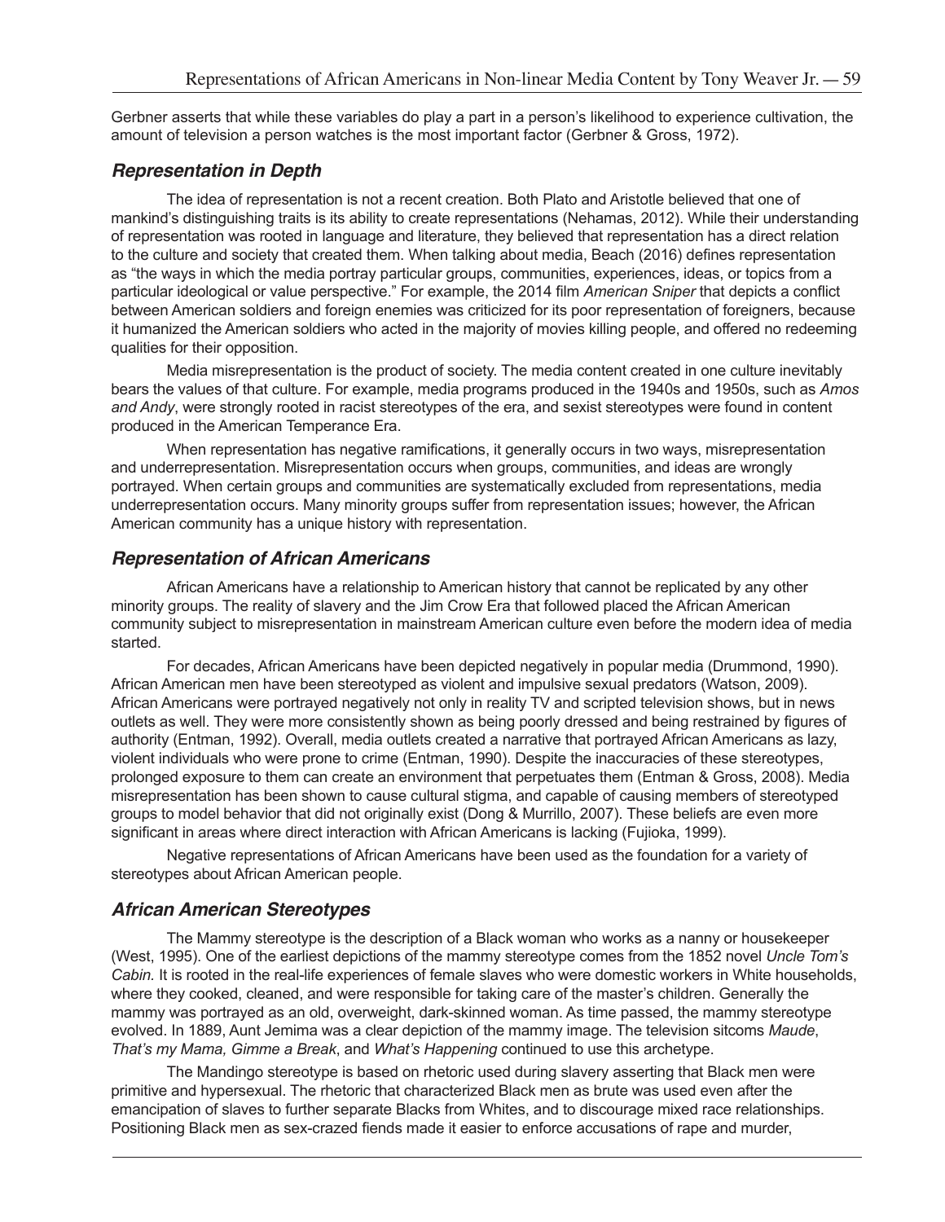Gerbner asserts that while these variables do play a part in a person's likelihood to experience cultivation, the amount of television a person watches is the most important factor (Gerbner & Gross, 1972).

### *Representation in Depth*

The idea of representation is not a recent creation. Both Plato and Aristotle believed that one of mankind's distinguishing traits is its ability to create representations (Nehamas, 2012). While their understanding of representation was rooted in language and literature, they believed that representation has a direct relation to the culture and society that created them. When talking about media, Beach (2016) defines representation as "the ways in which the media portray particular groups, communities, experiences, ideas, or topics from a particular ideological or value perspective." For example, the 2014 film *American Sniper* that depicts a conflict between American soldiers and foreign enemies was criticized for its poor representation of foreigners, because it humanized the American soldiers who acted in the majority of movies killing people, and offered no redeeming qualities for their opposition.

Media misrepresentation is the product of society. The media content created in one culture inevitably bears the values of that culture. For example, media programs produced in the 1940s and 1950s, such as *Amos and Andy*, were strongly rooted in racist stereotypes of the era, and sexist stereotypes were found in content produced in the American Temperance Era.

When representation has negative ramifications, it generally occurs in two ways, misrepresentation and underrepresentation. Misrepresentation occurs when groups, communities, and ideas are wrongly portrayed. When certain groups and communities are systematically excluded from representations, media underrepresentation occurs. Many minority groups suffer from representation issues; however, the African American community has a unique history with representation.

### *Representation of African Americans*

African Americans have a relationship to American history that cannot be replicated by any other minority groups. The reality of slavery and the Jim Crow Era that followed placed the African American community subject to misrepresentation in mainstream American culture even before the modern idea of media started.

For decades, African Americans have been depicted negatively in popular media (Drummond, 1990). African American men have been stereotyped as violent and impulsive sexual predators (Watson, 2009). African Americans were portrayed negatively not only in reality TV and scripted television shows, but in news outlets as well. They were more consistently shown as being poorly dressed and being restrained by figures of authority (Entman, 1992). Overall, media outlets created a narrative that portrayed African Americans as lazy, violent individuals who were prone to crime (Entman, 1990). Despite the inaccuracies of these stereotypes, prolonged exposure to them can create an environment that perpetuates them (Entman & Gross, 2008). Media misrepresentation has been shown to cause cultural stigma, and capable of causing members of stereotyped groups to model behavior that did not originally exist (Dong & Murrillo, 2007). These beliefs are even more significant in areas where direct interaction with African Americans is lacking (Fujioka, 1999).

Negative representations of African Americans have been used as the foundation for a variety of stereotypes about African American people.

### *African American Stereotypes*

The Mammy stereotype is the description of a Black woman who works as a nanny or housekeeper (West, 1995). One of the earliest depictions of the mammy stereotype comes from the 1852 novel *Uncle Tom's Cabin.* It is rooted in the real-life experiences of female slaves who were domestic workers in White households, where they cooked, cleaned, and were responsible for taking care of the master's children. Generally the mammy was portrayed as an old, overweight, dark-skinned woman. As time passed, the mammy stereotype evolved. In 1889, Aunt Jemima was a clear depiction of the mammy image. The television sitcoms *Maude*, *That's my Mama, Gimme a Break*, and *What's Happening* continued to use this archetype.

The Mandingo stereotype is based on rhetoric used during slavery asserting that Black men were primitive and hypersexual. The rhetoric that characterized Black men as brute was used even after the emancipation of slaves to further separate Blacks from Whites, and to discourage mixed race relationships. Positioning Black men as sex-crazed fiends made it easier to enforce accusations of rape and murder,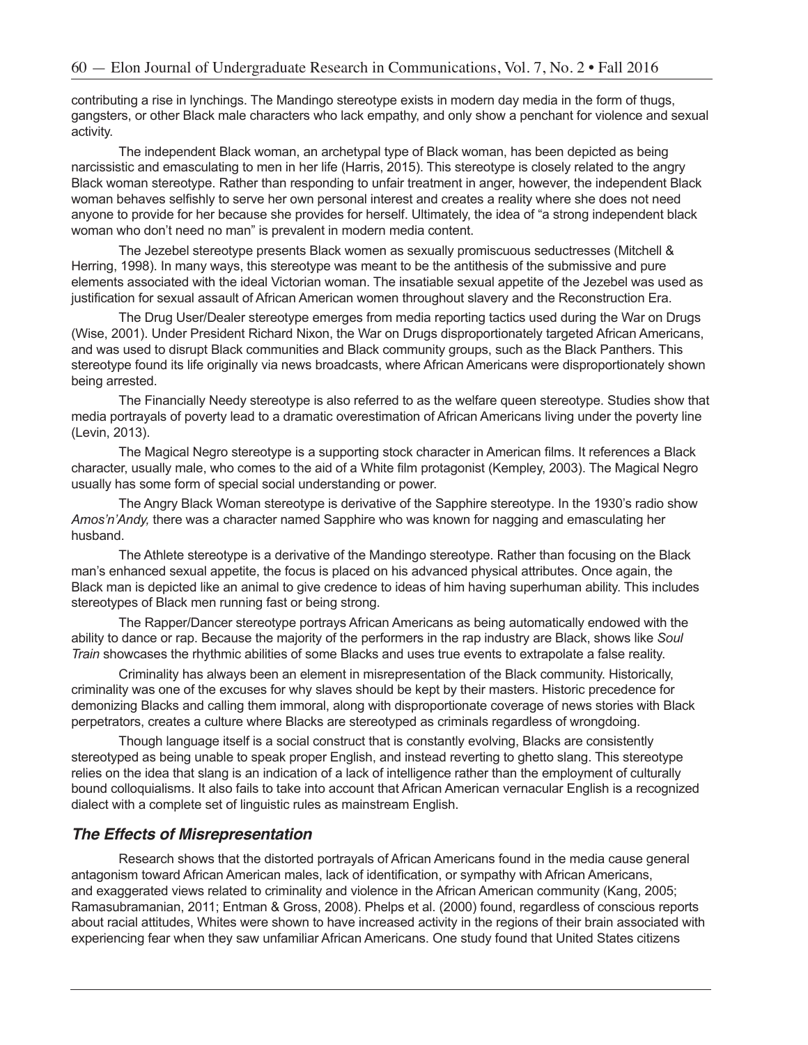contributing a rise in lynchings. The Mandingo stereotype exists in modern day media in the form of thugs, gangsters, or other Black male characters who lack empathy, and only show a penchant for violence and sexual activity.

The independent Black woman, an archetypal type of Black woman, has been depicted as being narcissistic and emasculating to men in her life (Harris, 2015). This stereotype is closely related to the angry Black woman stereotype. Rather than responding to unfair treatment in anger, however, the independent Black woman behaves selfishly to serve her own personal interest and creates a reality where she does not need anyone to provide for her because she provides for herself. Ultimately, the idea of "a strong independent black woman who don't need no man" is prevalent in modern media content.

The Jezebel stereotype presents Black women as sexually promiscuous seductresses (Mitchell & Herring, 1998). In many ways, this stereotype was meant to be the antithesis of the submissive and pure elements associated with the ideal Victorian woman. The insatiable sexual appetite of the Jezebel was used as justification for sexual assault of African American women throughout slavery and the Reconstruction Era.

The Drug User/Dealer stereotype emerges from media reporting tactics used during the War on Drugs (Wise, 2001). Under President Richard Nixon, the War on Drugs disproportionately targeted African Americans, and was used to disrupt Black communities and Black community groups, such as the Black Panthers. This stereotype found its life originally via news broadcasts, where African Americans were disproportionately shown being arrested.

The Financially Needy stereotype is also referred to as the welfare queen stereotype. Studies show that media portrayals of poverty lead to a dramatic overestimation of African Americans living under the poverty line (Levin, 2013).

The Magical Negro stereotype is a supporting stock character in American films. It references a Black character, usually male, who comes to the aid of a White film protagonist (Kempley, 2003). The Magical Negro usually has some form of special social understanding or power.

The Angry Black Woman stereotype is derivative of the Sapphire stereotype. In the 1930's radio show *Amos'n'Andy,* there was a character named Sapphire who was known for nagging and emasculating her husband.

The Athlete stereotype is a derivative of the Mandingo stereotype. Rather than focusing on the Black man's enhanced sexual appetite, the focus is placed on his advanced physical attributes. Once again, the Black man is depicted like an animal to give credence to ideas of him having superhuman ability. This includes stereotypes of Black men running fast or being strong.

The Rapper/Dancer stereotype portrays African Americans as being automatically endowed with the ability to dance or rap. Because the majority of the performers in the rap industry are Black, shows like *Soul Train* showcases the rhythmic abilities of some Blacks and uses true events to extrapolate a false reality.

Criminality has always been an element in misrepresentation of the Black community. Historically, criminality was one of the excuses for why slaves should be kept by their masters. Historic precedence for demonizing Blacks and calling them immoral, along with disproportionate coverage of news stories with Black perpetrators, creates a culture where Blacks are stereotyped as criminals regardless of wrongdoing.

Though language itself is a social construct that is constantly evolving, Blacks are consistently stereotyped as being unable to speak proper English, and instead reverting to ghetto slang. This stereotype relies on the idea that slang is an indication of a lack of intelligence rather than the employment of culturally bound colloquialisms. It also fails to take into account that African American vernacular English is a recognized dialect with a complete set of linguistic rules as mainstream English.

## *The Effects of Misrepresentation*

Research shows that the distorted portrayals of African Americans found in the media cause general antagonism toward African American males, lack of identification, or sympathy with African Americans, and exaggerated views related to criminality and violence in the African American community (Kang, 2005; Ramasubramanian, 2011; Entman & Gross, 2008). Phelps et al. (2000) found, regardless of conscious reports about racial attitudes, Whites were shown to have increased activity in the regions of their brain associated with experiencing fear when they saw unfamiliar African Americans. One study found that United States citizens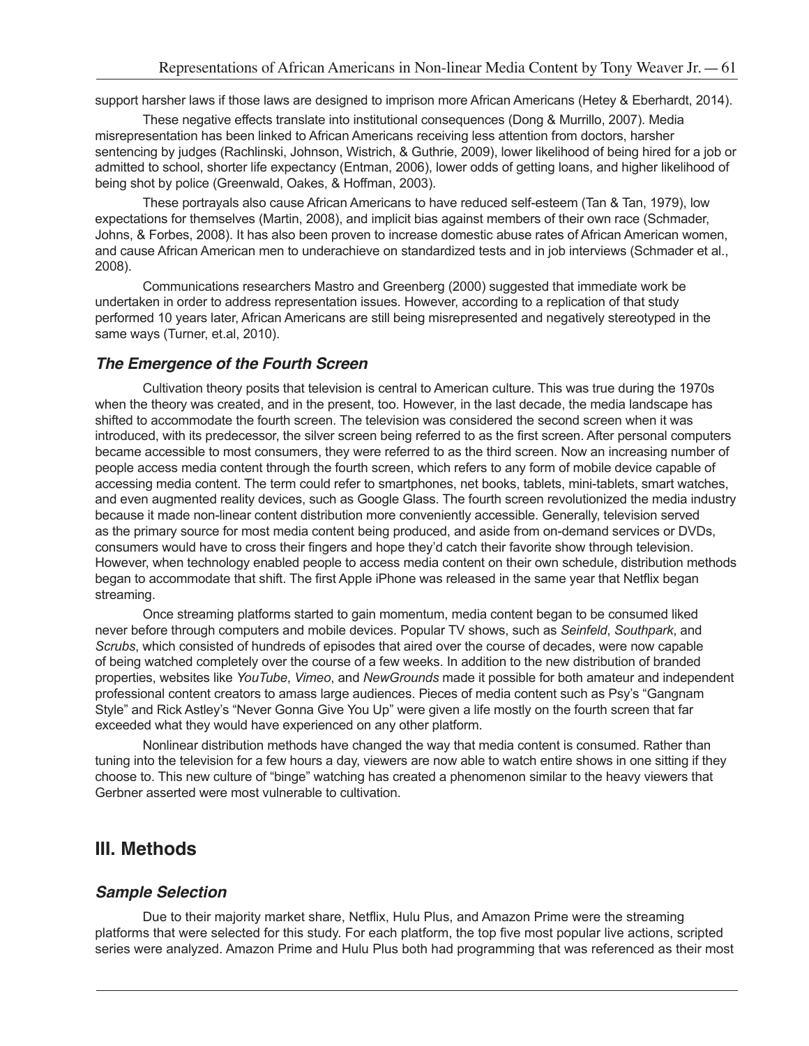support harsher laws if those laws are designed to imprison more African Americans (Hetey & Eberhardt, 2014).

These negative effects translate into institutional consequences (Dong & Murrillo, 2007). Media misrepresentation has been linked to African Americans receiving less attention from doctors, harsher sentencing by judges (Rachlinski, Johnson, Wistrich, & Guthrie, 2009), lower likelihood of being hired for a job or admitted to school, shorter life expectancy (Entman, 2006), lower odds of getting loans, and higher likelihood of being shot by police (Greenwald, Oakes, & Hoffman, 2003).

These portrayals also cause African Americans to have reduced self-esteem (Tan & Tan, 1979), low expectations for themselves (Martin, 2008), and implicit bias against members of their own race (Schmader, Johns, & Forbes, 2008). It has also been proven to increase domestic abuse rates of African American women, and cause African American men to underachieve on standardized tests and in job interviews (Schmader et al., 2008).

Communications researchers Mastro and Greenberg (2000) suggested that immediate work be undertaken in order to address representation issues. However, according to a replication of that study performed 10 years later, African Americans are still being misrepresented and negatively stereotyped in the same ways (Turner, et.al, 2010).

### *The Emergence of the Fourth Screen*

Cultivation theory posits that television is central to American culture. This was true during the 1970s when the theory was created, and in the present, too. However, in the last decade, the media landscape has shifted to accommodate the fourth screen. The television was considered the second screen when it was introduced, with its predecessor, the silver screen being referred to as the first screen. After personal computers became accessible to most consumers, they were referred to as the third screen. Now an increasing number of people access media content through the fourth screen, which refers to any form of mobile device capable of accessing media content. The term could refer to smartphones, net books, tablets, mini-tablets, smart watches, and even augmented reality devices, such as Google Glass. The fourth screen revolutionized the media industry because it made non-linear content distribution more conveniently accessible. Generally, television served as the primary source for most media content being produced, and aside from on-demand services or DVDs, consumers would have to cross their fingers and hope they'd catch their favorite show through television. However, when technology enabled people to access media content on their own schedule, distribution methods began to accommodate that shift. The first Apple iPhone was released in the same year that Netflix began streaming.

Once streaming platforms started to gain momentum, media content began to be consumed liked never before through computers and mobile devices. Popular TV shows, such as *Seinfeld*, *Southpark*, and *Scrubs*, which consisted of hundreds of episodes that aired over the course of decades, were now capable of being watched completely over the course of a few weeks. In addition to the new distribution of branded properties, websites like *YouTube*, *Vimeo*, and *NewGrounds* made it possible for both amateur and independent professional content creators to amass large audiences. Pieces of media content such as Psy's "Gangnam Style" and Rick Astley's "Never Gonna Give You Up" were given a life mostly on the fourth screen that far exceeded what they would have experienced on any other platform.

Nonlinear distribution methods have changed the way that media content is consumed. Rather than tuning into the television for a few hours a day, viewers are now able to watch entire shows in one sitting if they choose to. This new culture of "binge" watching has created a phenomenon similar to the heavy viewers that Gerbner asserted were most vulnerable to cultivation.

## III. Methods

### *Sample Selection*

Due to their majority market share, Netflix, Hulu Plus, and Amazon Prime were the streaming platforms that were selected for this study. For each platform, the top five most popular live actions, scripted series were analyzed. Amazon Prime and Hulu Plus both had programming that was referenced as their most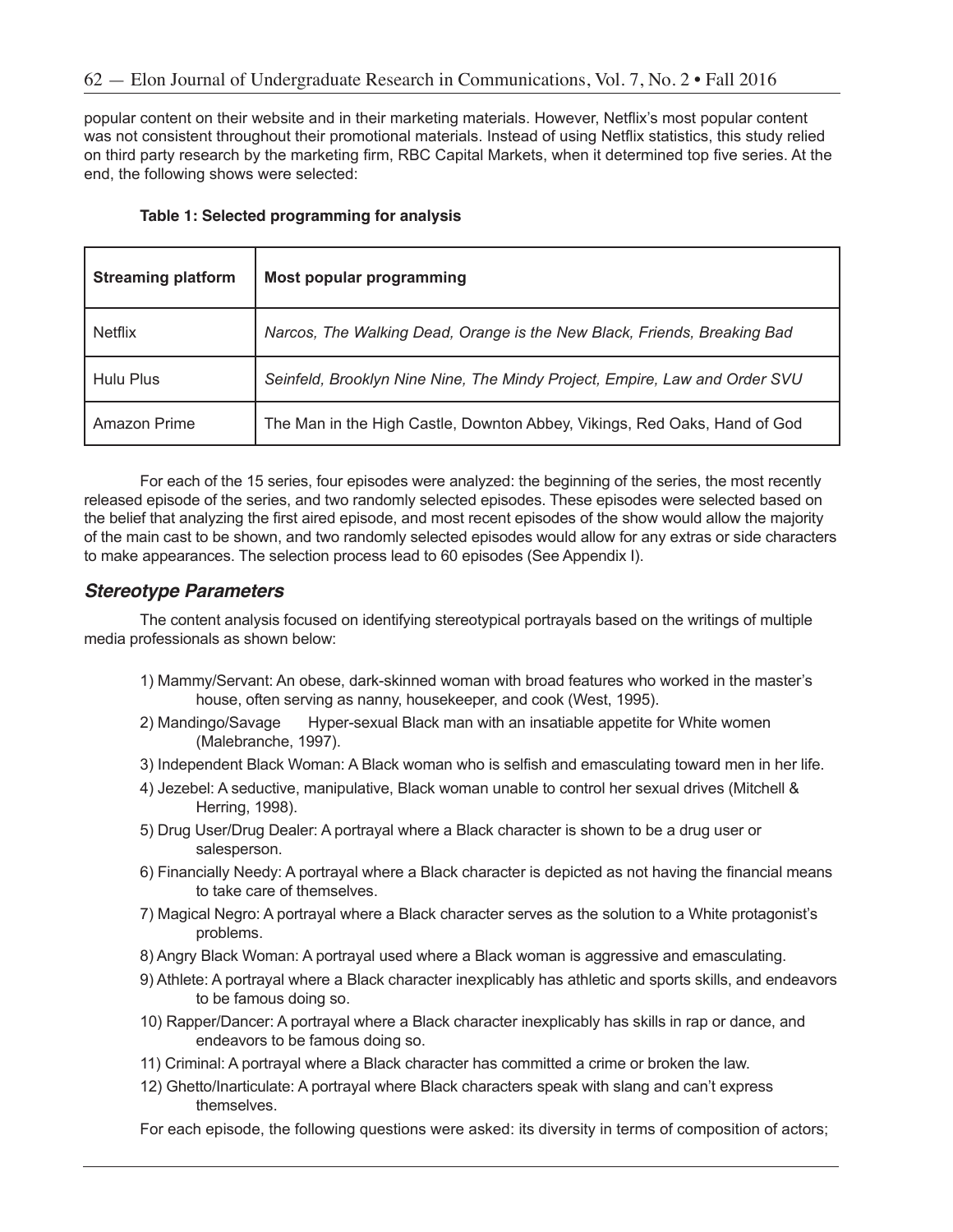popular content on their website and in their marketing materials. However, Netflix's most popular content was not consistent throughout their promotional materials. Instead of using Netflix statistics, this study relied on third party research by the marketing firm, RBC Capital Markets, when it determined top five series. At the end, the following shows were selected:

**Table 1: Selected programming for analysis**

| **Streaming platform** | **Most popular programming** |
|---|---|
| Netflix | *Narcos, The Walking Dead, Orange is the New Black, Friends, Breaking Bad* |
| Hulu Plus | *Seinfeld, Brooklyn Nine Nine, The Mindy Project, Empire, Law and Order SVU* |
| Amazon Prime | The Man in the High Castle, Downton Abbey, Vikings, Red Oaks, Hand of God |

For each of the 15 series, four episodes were analyzed: the beginning of the series, the most recently released episode of the series, and two randomly selected episodes. These episodes were selected based on the belief that analyzing the first aired episode, and most recent episodes of the show would allow the majority of the main cast to be shown, and two randomly selected episodes would allow for any extras or side characters to make appearances. The selection process lead to 60 episodes (See Appendix I).

### *Stereotype Parameters*

The content analysis focused on identifying stereotypical portrayals based on the writings of multiple media professionals as shown below:

1) Mammy/Servant: An obese, dark-skinned woman with broad features who worked in the master's house, often serving as nanny, housekeeper, and cook (West, 1995).
2) Mandingo/Savage Hyper-sexual Black man with an insatiable appetite for White women (Malebranche, 1997).
3) Independent Black Woman: A Black woman who is selfish and emasculating toward men in her life.
4) Jezebel: A seductive, manipulative, Black woman unable to control her sexual drives (Mitchell & Herring, 1998).
5) Drug User/Drug Dealer: A portrayal where a Black character is shown to be a drug user or salesperson.
6) Financially Needy: A portrayal where a Black character is depicted as not having the financial means to take care of themselves.
7) Magical Negro: A portrayal where a Black character serves as the solution to a White protagonist's problems.
8) Angry Black Woman: A portrayal used where a Black woman is aggressive and emasculating.
9) Athlete: A portrayal where a Black character inexplicably has athletic and sports skills, and endeavors to be famous doing so.
10) Rapper/Dancer: A portrayal where a Black character inexplicably has skills in rap or dance, and endeavors to be famous doing so.
11) Criminal: A portrayal where a Black character has committed a crime or broken the law.
12) Ghetto/Inarticulate: A portrayal where Black characters speak with slang and can't express themselves.

For each episode, the following questions were asked: its diversity in terms of composition of actors;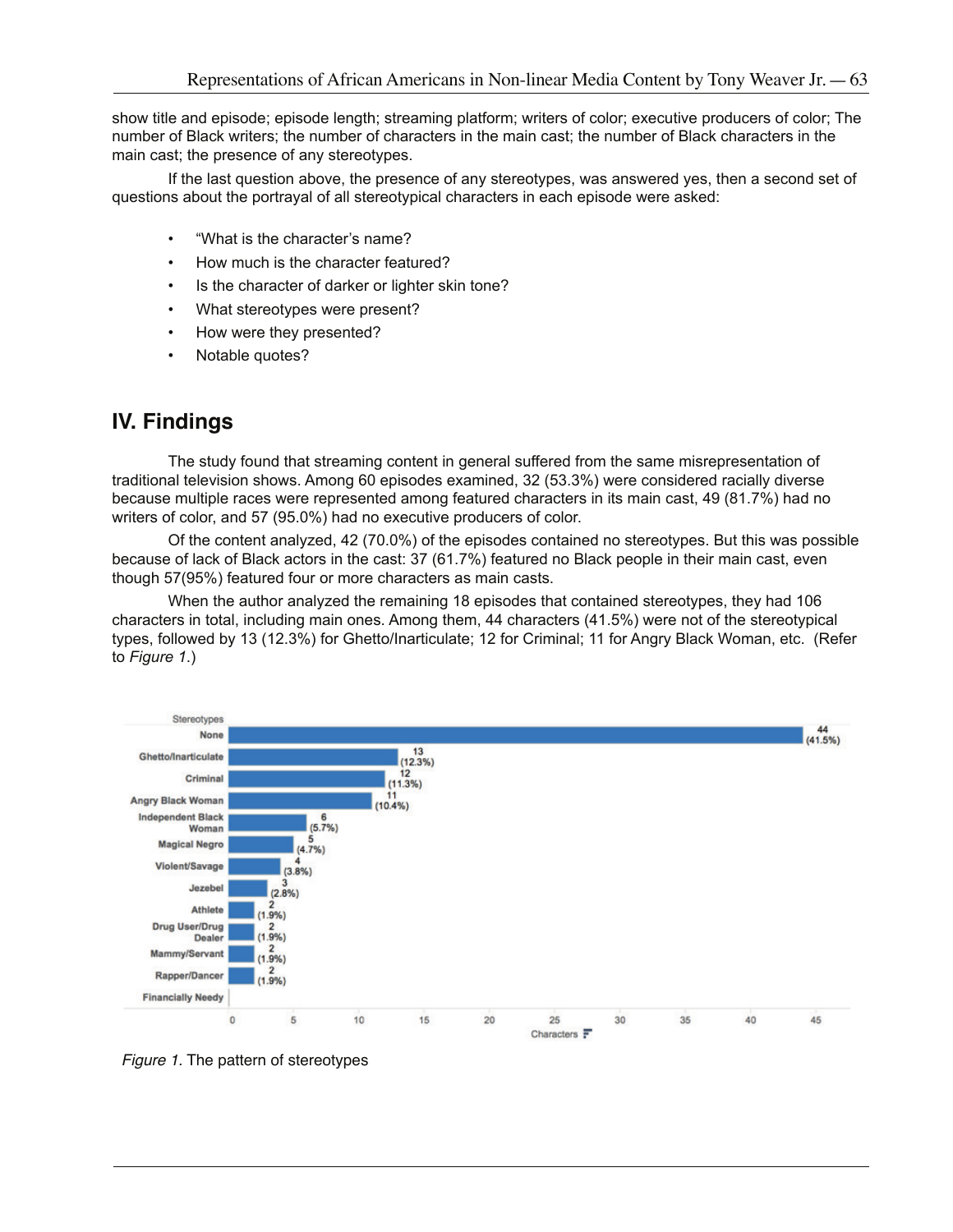show title and episode; episode length; streaming platform; writers of color; executive producers of color; The number of Black writers; the number of characters in the main cast; the number of Black characters in the main cast; the presence of any stereotypes.

If the last question above, the presence of any stereotypes, was answered yes, then a second set of questions about the portrayal of all stereotypical characters in each episode were asked:

- "What is the character's name?
- How much is the character featured?
- Is the character of darker or lighter skin tone?
- What stereotypes were present?
- How were they presented?
- Notable quotes?

## IV. Findings

The study found that streaming content in general suffered from the same misrepresentation of traditional television shows. Among 60 episodes examined, 32 (53.3%) were considered racially diverse because multiple races were represented among featured characters in its main cast, 49 (81.7%) had no writers of color, and 57 (95.0%) had no executive producers of color.

Of the content analyzed, 42 (70.0%) of the episodes contained no stereotypes. But this was possible because of lack of Black actors in the cast: 37 (61.7%) featured no Black people in their main cast, even though 57(95%) featured four or more characters as main casts.

When the author analyzed the remaining 18 episodes that contained stereotypes, they had 106 characters in total, including main ones. Among them, 44 characters (41.5%) were not of the stereotypical types, followed by 13 (12.3%) for Ghetto/Inarticulate; 12 for Criminal; 11 for Angry Black Woman, etc. (Refer to *Figure 1.*)

| Stereotypes | Characters |
| --- | --- |
| None | 44 (41.5%) |
| Ghetto/Inarticulate | 13 (12.3%) |
| Criminal | 12 (11.3%) |
| Angry Black Woman | 11 (10.4%) |
| Independent Black Woman | 6 (5.7%) |
| Magical Negro | 5 (4.7%) |
| Violent/Savage | 4 (3.8%) |
| Jezebel | 3 (2.8%) |
| Athlete | 2 (1.9%) |
| Drug User/Drug Dealer | 2 (1.9%) |
| Mammy/Servant | 2 (1.9%) |
| Rapper/Dancer | 2 (1.9%) |
| Financially Needy | |

*Figure 1.* The pattern of stereotypes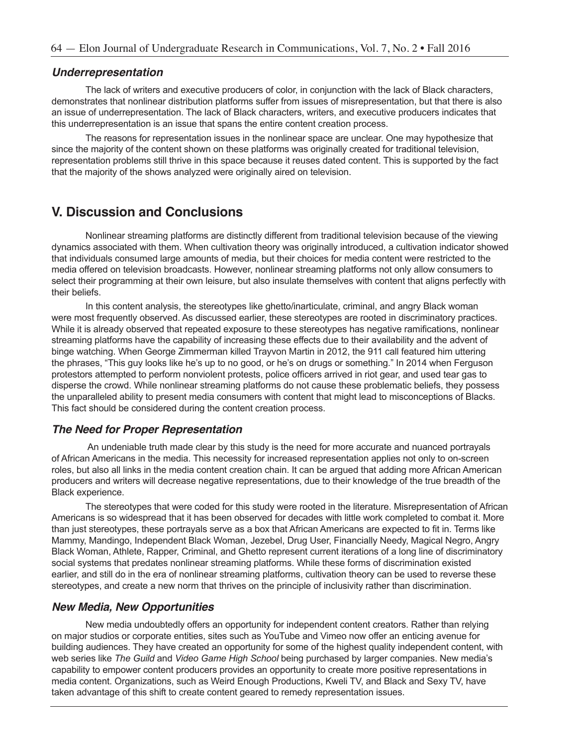### *Underrepresentation*

The lack of writers and executive producers of color, in conjunction with the lack of Black characters, demonstrates that nonlinear distribution platforms suffer from issues of misrepresentation, but that there is also an issue of underrepresentation. The lack of Black characters, writers, and executive producers indicates that this underrepresentation is an issue that spans the entire content creation process.

The reasons for representation issues in the nonlinear space are unclear. One may hypothesize that since the majority of the content shown on these platforms was originally created for traditional television, representation problems still thrive in this space because it reuses dated content. This is supported by the fact that the majority of the shows analyzed were originally aired on television.

## V. Discussion and Conclusions

Nonlinear streaming platforms are distinctly different from traditional television because of the viewing dynamics associated with them. When cultivation theory was originally introduced, a cultivation indicator showed that individuals consumed large amounts of media, but their choices for media content were restricted to the media offered on television broadcasts. However, nonlinear streaming platforms not only allow consumers to select their programming at their own leisure, but also insulate themselves with content that aligns perfectly with their beliefs.

In this content analysis, the stereotypes like ghetto/inarticulate, criminal, and angry Black woman were most frequently observed. As discussed earlier, these stereotypes are rooted in discriminatory practices. While it is already observed that repeated exposure to these stereotypes has negative ramifications, nonlinear streaming platforms have the capability of increasing these effects due to their availability and the advent of binge watching. When George Zimmerman killed Trayvon Martin in 2012, the 911 call featured him uttering the phrases, "This guy looks like he's up to no good, or he's on drugs or something." In 2014 when Ferguson protestors attempted to perform nonviolent protests, police officers arrived in riot gear, and used tear gas to disperse the crowd. While nonlinear streaming platforms do not cause these problematic beliefs, they possess the unparalleled ability to present media consumers with content that might lead to misconceptions of Blacks. This fact should be considered during the content creation process.

### *The Need for Proper Representation*

An undeniable truth made clear by this study is the need for more accurate and nuanced portrayals of African Americans in the media. This necessity for increased representation applies not only to on-screen roles, but also all links in the media content creation chain. It can be argued that adding more African American producers and writers will decrease negative representations, due to their knowledge of the true breadth of the Black experience.

The stereotypes that were coded for this study were rooted in the literature. Misrepresentation of African Americans is so widespread that it has been observed for decades with little work completed to combat it. More than just stereotypes, these portrayals serve as a box that African Americans are expected to fit in. Terms like Mammy, Mandingo, Independent Black Woman, Jezebel, Drug User, Financially Needy, Magical Negro, Angry Black Woman, Athlete, Rapper, Criminal, and Ghetto represent current iterations of a long line of discriminatory social systems that predates nonlinear streaming platforms. While these forms of discrimination existed earlier, and still do in the era of nonlinear streaming platforms, cultivation theory can be used to reverse these stereotypes, and create a new norm that thrives on the principle of inclusivity rather than discrimination.

### *New Media, New Opportunities*

New media undoubtedly offers an opportunity for independent content creators. Rather than relying on major studios or corporate entities, sites such as YouTube and Vimeo now offer an enticing avenue for building audiences. They have created an opportunity for some of the highest quality independent content, with web series like *The Guild* and *Video Game High School* being purchased by larger companies. New media's capability to empower content producers provides an opportunity to create more positive representations in media content. Organizations, such as Weird Enough Productions, Kweli TV, and Black and Sexy TV, have taken advantage of this shift to create content geared to remedy representation issues.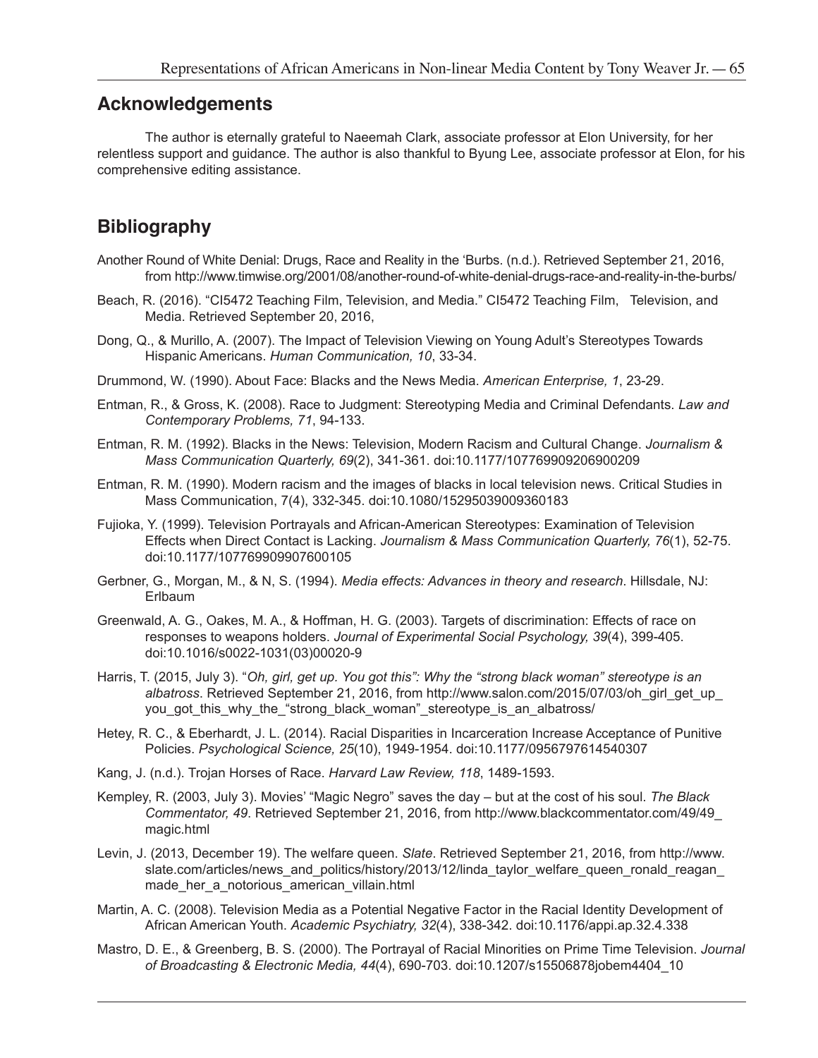## Acknowledgements

The author is eternally grateful to Naeemah Clark, associate professor at Elon University, for her relentless support and guidance. The author is also thankful to Byung Lee, associate professor at Elon, for his comprehensive editing assistance.

## Bibliography

Another Round of White Denial: Drugs, Race and Reality in the 'Burbs. (n.d.). Retrieved September 21, 2016, from http://www.timwise.org/2001/08/another-round-of-white-denial-drugs-race-and-reality-in-the-burbs/

Beach, R. (2016). "CI5472 Teaching Film, Television, and Media." CI5472 Teaching Film, Television, and Media. Retrieved September 20, 2016,

Dong, Q., & Murillo, A. (2007). The Impact of Television Viewing on Young Adult's Stereotypes Towards Hispanic Americans. *Human Communication, 10*, 33-34.

Drummond, W. (1990). About Face: Blacks and the News Media. *American Enterprise, 1*, 23-29.

Entman, R., & Gross, K. (2008). Race to Judgment: Stereotyping Media and Criminal Defendants. *Law and Contemporary Problems, 71*, 94-133.

Entman, R. M. (1992). Blacks in the News: Television, Modern Racism and Cultural Change. *Journalism & Mass Communication Quarterly, 69*(2), 341-361. doi:10.1177/107769909206900209

Entman, R. M. (1990). Modern racism and the images of blacks in local television news. Critical Studies in Mass Communication, 7(4), 332-345. doi:10.1080/15295039009360183

Fujioka, Y. (1999). Television Portrayals and African-American Stereotypes: Examination of Television Effects when Direct Contact is Lacking. *Journalism & Mass Communication Quarterly, 76*(1), 52-75. doi:10.1177/107769909907600105

Gerbner, G., Morgan, M., & N, S. (1994). *Media effects: Advances in theory and research*. Hillsdale, NJ: Erlbaum

Greenwald, A. G., Oakes, M. A., & Hoffman, H. G. (2003). Targets of discrimination: Effects of race on responses to weapons holders. *Journal of Experimental Social Psychology, 39*(4), 399-405. doi:10.1016/s0022-1031(03)00020-9

Harris, T. (2015, July 3). "*Oh, girl, get up. You got this": Why the "strong black woman" stereotype is an albatross*. Retrieved September 21, 2016, from http://www.salon.com/2015/07/03/oh_girl_get_up_you_got_this_why_the_"strong_black_woman"_stereotype_is_an_albatross/

Hetey, R. C., & Eberhardt, J. L. (2014). Racial Disparities in Incarceration Increase Acceptance of Punitive Policies. *Psychological Science, 25*(10), 1949-1954. doi:10.1177/0956797614540307

Kang, J. (n.d.). Trojan Horses of Race. *Harvard Law Review, 118*, 1489-1593.

Kempley, R. (2003, July 3). Movies' "Magic Negro" saves the day – but at the cost of his soul. *The Black Commentator, 49*. Retrieved September 21, 2016, from http://www.blackcommentator.com/49/49_magic.html

Levin, J. (2013, December 19). The welfare queen. *Slate*. Retrieved September 21, 2016, from http://www.slate.com/articles/news_and_politics/history/2013/12/linda_taylor_welfare_queen_ronald_reagan_made_her_a_notorious_american_villain.html

Martin, A. C. (2008). Television Media as a Potential Negative Factor in the Racial Identity Development of African American Youth. *Academic Psychiatry, 32*(4), 338-342. doi:10.1176/appi.ap.32.4.338

Mastro, D. E., & Greenberg, B. S. (2000). The Portrayal of Racial Minorities on Prime Time Television. *Journal of Broadcasting & Electronic Media, 44*(4), 690-703. doi:10.1207/s15506878jobem4404_10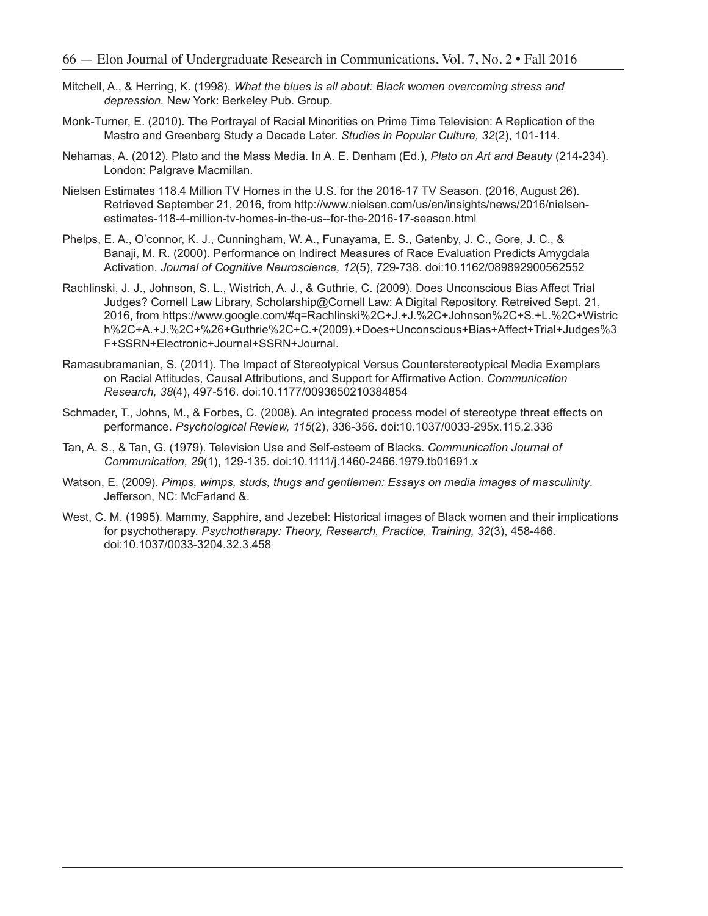Mitchell, A., & Herring, K. (1998). *What the blues is all about: Black women overcoming stress and depression.* New York: Berkeley Pub. Group.

Monk-Turner, E. (2010). The Portrayal of Racial Minorities on Prime Time Television: A Replication of the Mastro and Greenberg Study a Decade Later. *Studies in Popular Culture, 32*(2), 101-114.

Nehamas, A. (2012). Plato and the Mass Media. In A. E. Denham (Ed.), *Plato on Art and Beauty* (214-234). London: Palgrave Macmillan.

Nielsen Estimates 118.4 Million TV Homes in the U.S. for the 2016-17 TV Season. (2016, August 26). Retrieved September 21, 2016, from http://www.nielsen.com/us/en/insights/news/2016/nielsen-estimates-118-4-million-tv-homes-in-the-us--for-the-2016-17-season.html

Phelps, E. A., O'connor, K. J., Cunningham, W. A., Funayama, E. S., Gatenby, J. C., Gore, J. C., & Banaji, M. R. (2000). Performance on Indirect Measures of Race Evaluation Predicts Amygdala Activation. *Journal of Cognitive Neuroscience, 12*(5), 729-738. doi:10.1162/089892900562552

Rachlinski, J. J., Johnson, S. L., Wistrich, A. J., & Guthrie, C. (2009). Does Unconscious Bias Affect Trial Judges? Cornell Law Library, Scholarship@Cornell Law: A Digital Repository. Retreived Sept. 21, 2016, from https://www.google.com/#q=Rachlinski%2C+J.+J.%2C+Johnson%2C+S.+L.%2C+Wistrich%2C+A.+J.%2C+%26+Guthrie%2C+C.+(2009).+Does+Unconscious+Bias+Affect+Trial+Judges%3F+SSRN+Electronic+Journal+SSRN+Journal.

Ramasubramanian, S. (2011). The Impact of Stereotypical Versus Counterstereotypical Media Exemplars on Racial Attitudes, Causal Attributions, and Support for Affirmative Action. *Communication Research, 38*(4), 497-516. doi:10.1177/0093650210384854

Schmader, T., Johns, M., & Forbes, C. (2008). An integrated process model of stereotype threat effects on performance. *Psychological Review, 115*(2), 336-356. doi:10.1037/0033-295x.115.2.336

Tan, A. S., & Tan, G. (1979). Television Use and Self-esteem of Blacks. *Communication Journal of Communication, 29*(1), 129-135. doi:10.1111/j.1460-2466.1979.tb01691.x

Watson, E. (2009). *Pimps, wimps, studs, thugs and gentlemen: Essays on media images of masculinity*. Jefferson, NC: McFarland &.

West, C. M. (1995). Mammy, Sapphire, and Jezebel: Historical images of Black women and their implications for psychotherapy. *Psychotherapy: Theory, Research, Practice, Training, 32*(3), 458-466. doi:10.1037/0033-3204.32.3.458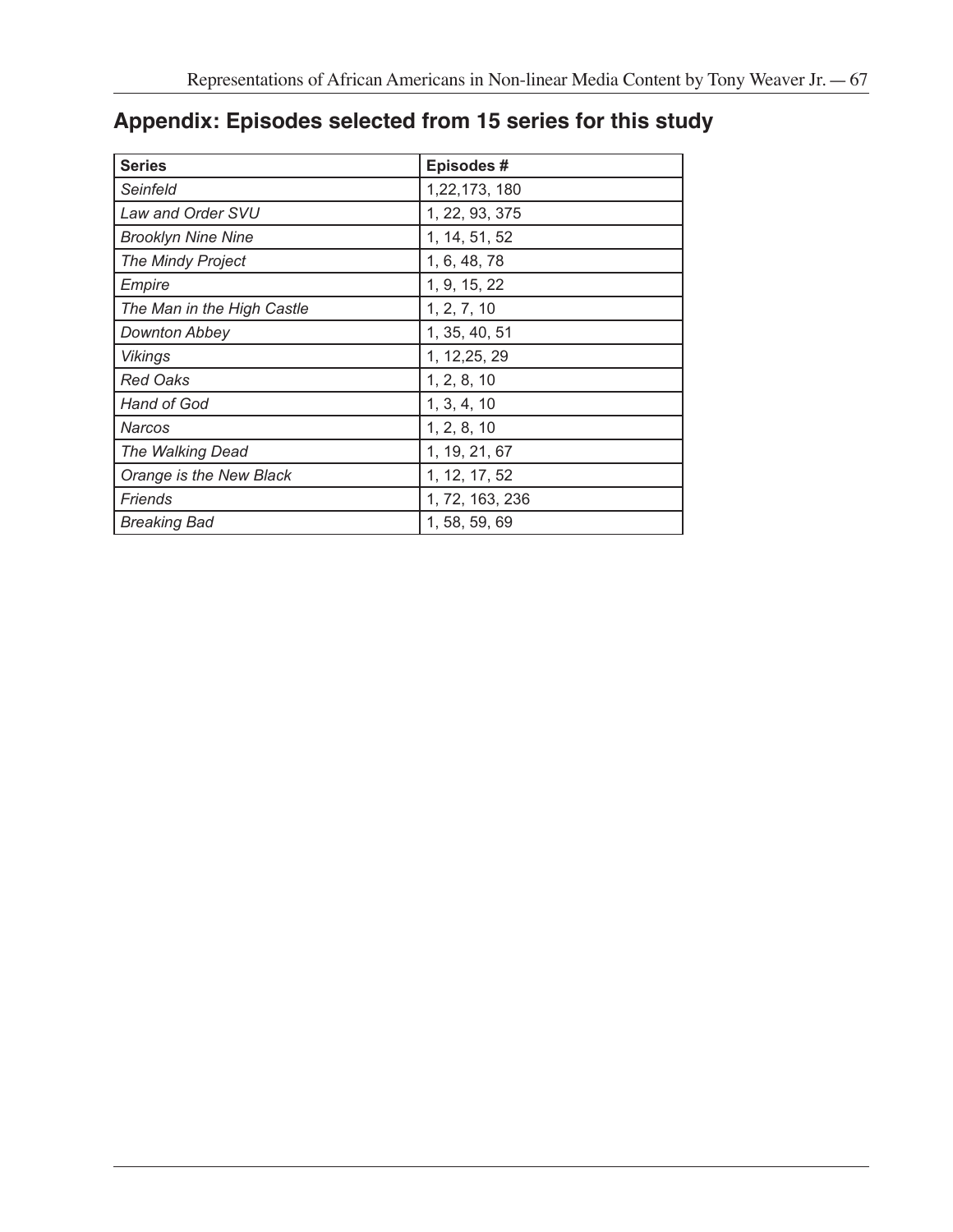## Appendix: Episodes selected from 15 series for this study

| **Series** | **Episodes #** |
|---|---|
| *Seinfeld* | 1,22,173, 180 |
| *Law and Order SVU* | 1, 22, 93, 375 |
| *Brooklyn Nine Nine* | 1, 14, 51, 52 |
| *The Mindy Project* | 1, 6, 48, 78 |
| *Empire* | 1, 9, 15, 22 |
| *The Man in the High Castle* | 1, 2, 7, 10 |
| *Downton Abbey* | 1, 35, 40, 51 |
| *Vikings* | 1, 12,25, 29 |
| *Red Oaks* | 1, 2, 8, 10 |
| *Hand of God* | 1, 3, 4, 10 |
| *Narcos* | 1, 2, 8, 10 |
| *The Walking Dead* | 1, 19, 21, 67 |
| *Orange is the New Black* | 1, 12, 17, 52 |
| *Friends* | 1, 72, 163, 236 |
| *Breaking Bad* | 1, 58, 59, 69 |